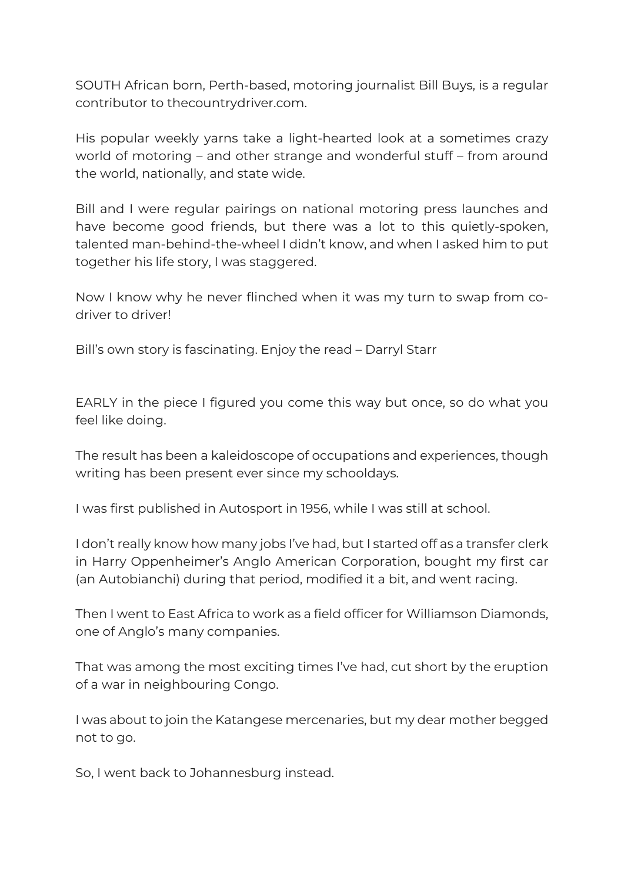SOUTH African born, Perth-based, motoring journalist Bill Buys, is a regular contributor to thecountrydriver.com.

His popular weekly yarns take a light-hearted look at a sometimes crazy world of motoring – and other strange and wonderful stuff – from around the world, nationally, and state wide.

Bill and I were regular pairings on national motoring press launches and have become good friends, but there was a lot to this quietly-spoken, talented man-behind-the-wheel I didn't know, and when I asked him to put together his life story, I was staggered.

Now I know why he never flinched when it was my turn to swap from co-driver to driver!

Bill's own story is fascinating. Enjoy the read – Darryl Starr

EARLY in the piece I figured you come this way but once, so do what you feel like doing.

The result has been a kaleidoscope of occupations and experiences, though writing has been present ever since my schooldays.

I was first published in Autosport in 1956, while I was still at school.

I don't really know how many jobs I've had, but I started off as a transfer clerk in Harry Oppenheimer's Anglo American Corporation, bought my first car (an Autobianchi) during that period, modified it a bit, and went racing.

Then I went to East Africa to work as a field officer for Williamson Diamonds, one of Anglo's many companies.

That was among the most exciting times I've had, cut short by the eruption of a war in neighbouring Congo.

I was about to join the Katangese mercenaries, but my dear mother begged not to go.

So, I went back to Johannesburg instead.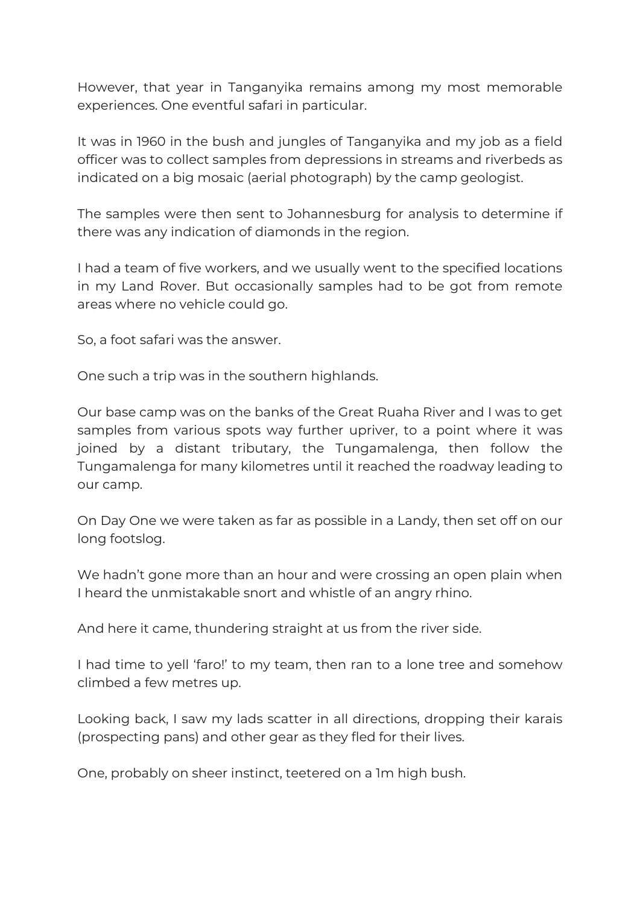However, that year in Tanganyika remains among my most memorable experiences. One eventful safari in particular.

It was in 1960 in the bush and jungles of Tanganyika and my job as a field officer was to collect samples from depressions in streams and riverbeds as indicated on a big mosaic (aerial photograph) by the camp geologist.

The samples were then sent to Johannesburg for analysis to determine if there was any indication of diamonds in the region.

I had a team of five workers, and we usually went to the specified locations in my Land Rover. But occasionally samples had to be got from remote areas where no vehicle could go.

So, a foot safari was the answer.

One such a trip was in the southern highlands.

Our base camp was on the banks of the Great Ruaha River and I was to get samples from various spots way further upriver, to a point where it was joined by a distant tributary, the Tungamalenga, then follow the Tungamalenga for many kilometres until it reached the roadway leading to our camp.

On Day One we were taken as far as possible in a Landy, then set off on our long footslog.

We hadn't gone more than an hour and were crossing an open plain when I heard the unmistakable snort and whistle of an angry rhino.

And here it came, thundering straight at us from the river side.

I had time to yell 'faro!' to my team, then ran to a lone tree and somehow climbed a few metres up.

Looking back, I saw my lads scatter in all directions, dropping their karais (prospecting pans) and other gear as they fled for their lives.

One, probably on sheer instinct, teetered on a 1m high bush.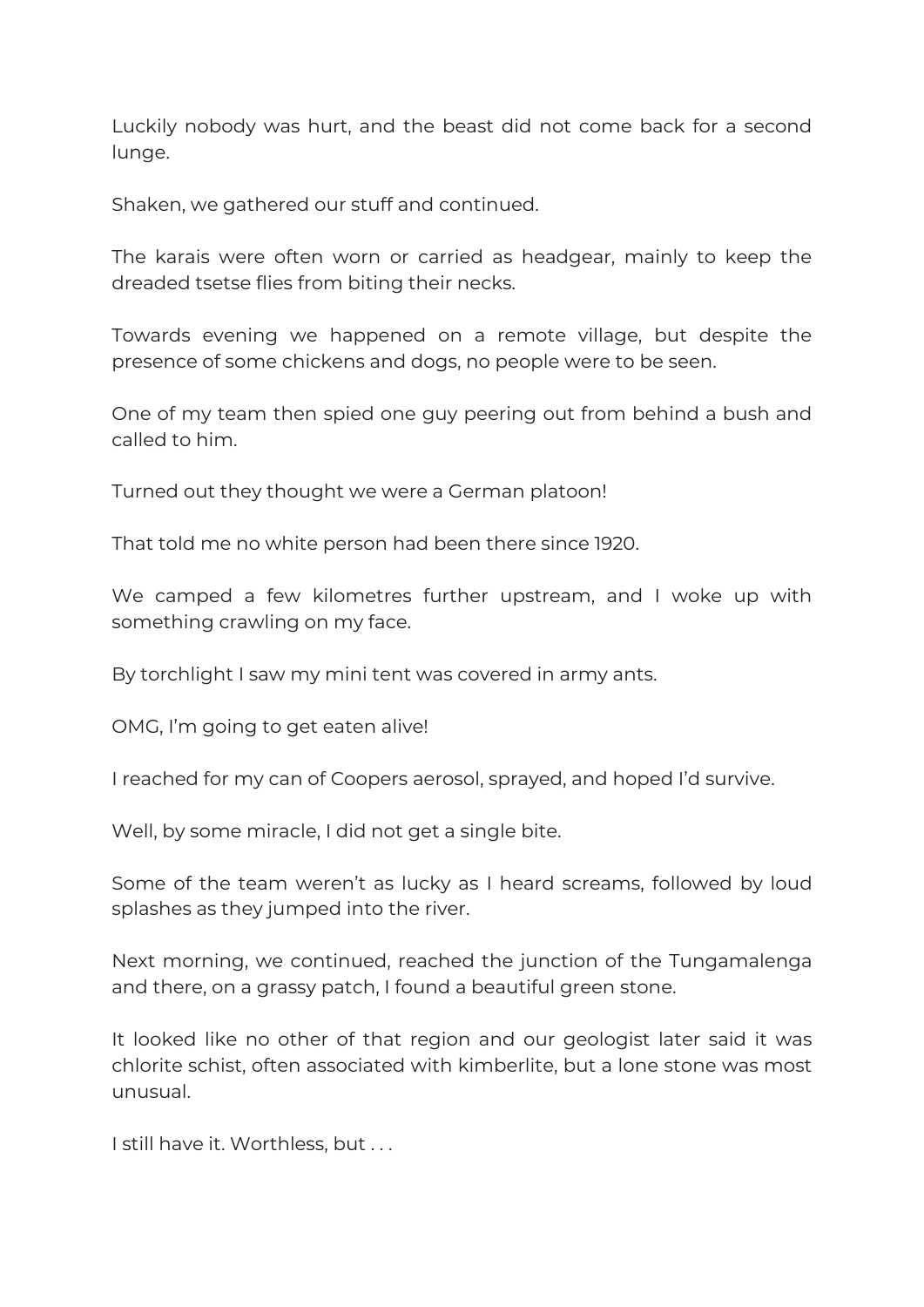Luckily nobody was hurt, and the beast did not come back for a second lunge.

Shaken, we gathered our stuff and continued.

The karais were often worn or carried as headgear, mainly to keep the dreaded tsetse flies from biting their necks.

Towards evening we happened on a remote village, but despite the presence of some chickens and dogs, no people were to be seen.

One of my team then spied one guy peering out from behind a bush and called to him.

Turned out they thought we were a German platoon!

That told me no white person had been there since 1920.

We camped a few kilometres further upstream, and I woke up with something crawling on my face.

By torchlight I saw my mini tent was covered in army ants.

OMG, I'm going to get eaten alive!

I reached for my can of Coopers aerosol, sprayed, and hoped I'd survive.

Well, by some miracle, I did not get a single bite.

Some of the team weren't as lucky as I heard screams, followed by loud splashes as they jumped into the river.

Next morning, we continued, reached the junction of the Tungamalenga and there, on a grassy patch, I found a beautiful green stone.

It looked like no other of that region and our geologist later said it was chlorite schist, often associated with kimberlite, but a lone stone was most unusual.

I still have it. Worthless, but . . .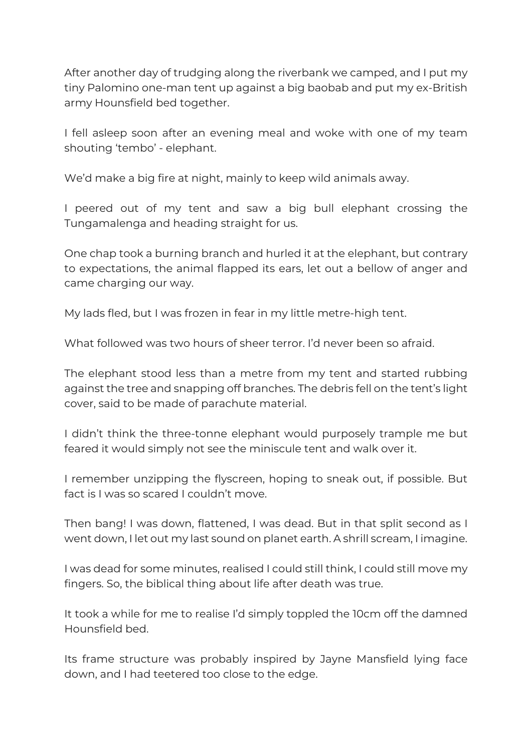After another day of trudging along the riverbank we camped, and I put my tiny Palomino one-man tent up against a big baobab and put my ex-British army Hounsfield bed together.

I fell asleep soon after an evening meal and woke with one of my team shouting 'tembo' - elephant.

We'd make a big fire at night, mainly to keep wild animals away.

I peered out of my tent and saw a big bull elephant crossing the Tungamalenga and heading straight for us.

One chap took a burning branch and hurled it at the elephant, but contrary to expectations, the animal flapped its ears, let out a bellow of anger and came charging our way.

My lads fled, but I was frozen in fear in my little metre-high tent.

What followed was two hours of sheer terror. I'd never been so afraid.

The elephant stood less than a metre from my tent and started rubbing against the tree and snapping off branches. The debris fell on the tent's light cover, said to be made of parachute material.

I didn't think the three-tonne elephant would purposely trample me but feared it would simply not see the miniscule tent and walk over it.

I remember unzipping the flyscreen, hoping to sneak out, if possible. But fact is I was so scared I couldn't move.

Then bang! I was down, flattened, I was dead. But in that split second as I went down, I let out my last sound on planet earth. A shrill scream, I imagine.

I was dead for some minutes, realised I could still think, I could still move my fingers. So, the biblical thing about life after death was true.

It took a while for me to realise I'd simply toppled the 10cm off the damned Hounsfield bed.

Its frame structure was probably inspired by Jayne Mansfield lying face down, and I had teetered too close to the edge.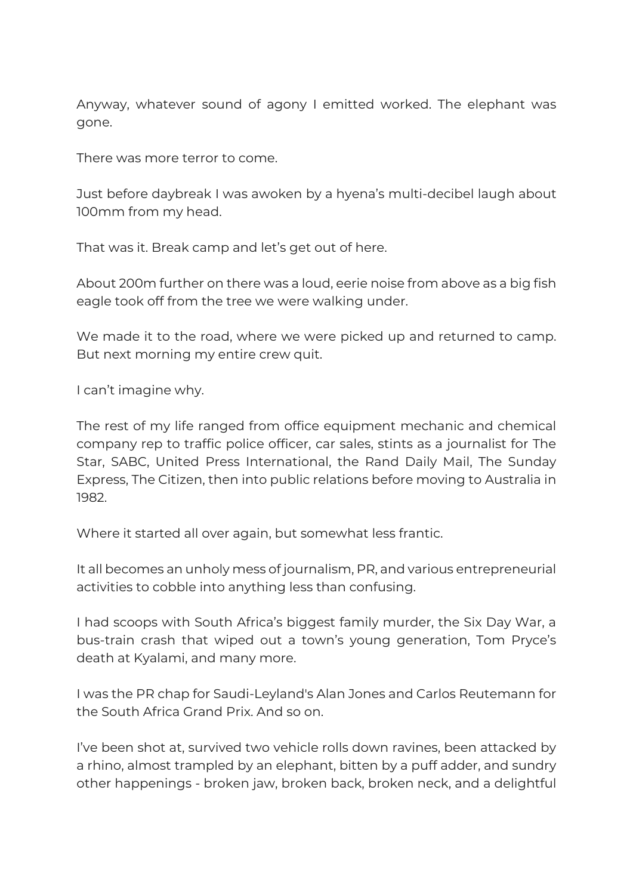Anyway, whatever sound of agony I emitted worked. The elephant was gone.

There was more terror to come.

Just before daybreak I was awoken by a hyena's multi-decibel laugh about 100mm from my head.

That was it. Break camp and let's get out of here.

About 200m further on there was a loud, eerie noise from above as a big fish eagle took off from the tree we were walking under.

We made it to the road, where we were picked up and returned to camp. But next morning my entire crew quit.

I can't imagine why.

The rest of my life ranged from office equipment mechanic and chemical company rep to traffic police officer, car sales, stints as a journalist for The Star, SABC, United Press International, the Rand Daily Mail, The Sunday Express, The Citizen, then into public relations before moving to Australia in 1982.

Where it started all over again, but somewhat less frantic.

It all becomes an unholy mess of journalism, PR, and various entrepreneurial activities to cobble into anything less than confusing.

I had scoops with South Africa's biggest family murder, the Six Day War, a bus-train crash that wiped out a town's young generation, Tom Pryce's death at Kyalami, and many more.

I was the PR chap for Saudi-Leyland's Alan Jones and Carlos Reutemann for the South Africa Grand Prix. And so on.

I've been shot at, survived two vehicle rolls down ravines, been attacked by a rhino, almost trampled by an elephant, bitten by a puff adder, and sundry other happenings - broken jaw, broken back, broken neck, and a delightful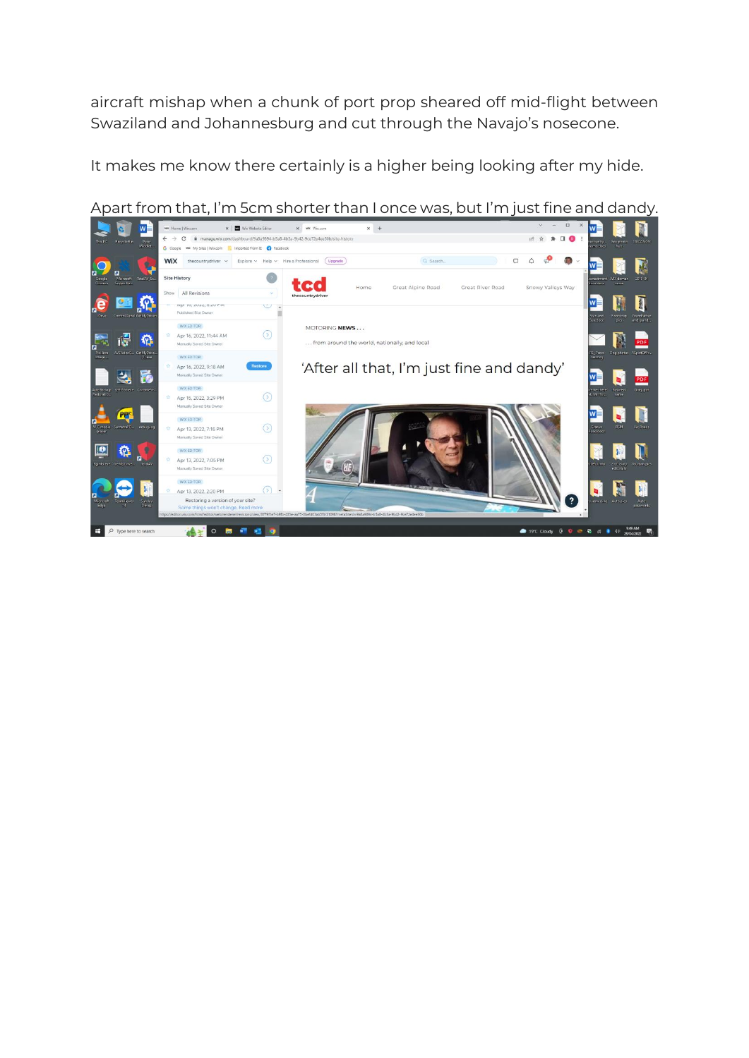aircraft mishap when a chunk of port prop sheared off mid-flight between Swaziland and Johannesburg and cut through the Navajo's nosecone.

It makes me know there certainly is a higher being looking after my hide.

Apart from that, I'm 5cm shorter than I once was, but I'm just fine and dandy.